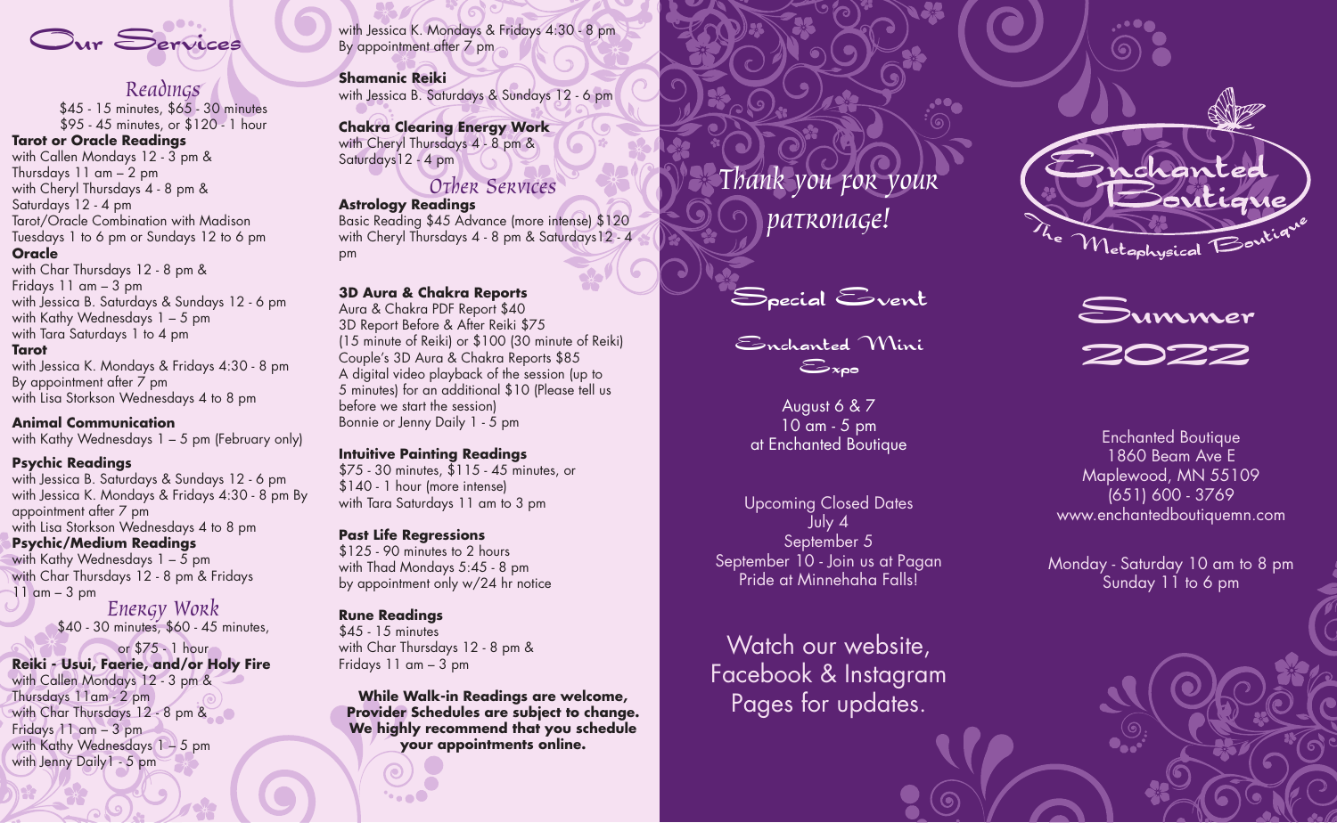# Our Services

## Readings

$45 - 15 minutes, $65 - 30 minutes
$95 - 45 minutes, or $120 - 1 hour

**Tarot or Oracle Readings**
with Callen Mondays 12 - 3 pm &
Thursdays 11 am – 2 pm
with Cheryl Thursdays 4 - 8 pm &
Saturdays 12 - 4 pm
Tarot/Oracle Combination with Madison
Tuesdays 1 to 6 pm or Sundays 12 to 6 pm

**Oracle**
with Char Thursdays 12 - 8 pm &
Fridays 11 am – 3 pm
with Jessica B. Saturdays & Sundays 12 - 6 pm
with Kathy Wednesdays 1 – 5 pm
with Tara Saturdays 1 to 4 pm

**Tarot**
with Jessica K. Mondays & Fridays 4:30 - 8 pm
By appointment after 7 pm
with Lisa Storkson Wednesdays 4 to 8 pm

**Animal Communication**
with Kathy Wednesdays 1 – 5 pm (February only)

**Psychic Readings**
with Jessica B. Saturdays & Sundays 12 - 6 pm
with Jessica K. Mondays & Fridays 4:30 - 8 pm By appointment after 7 pm
with Lisa Storkson Wednesdays 4 to 8 pm

**Psychic/Medium Readings**
with Kathy Wednesdays 1 – 5 pm
with Char Thursdays 12 - 8 pm & Fridays 11 am – 3 pm

## Energy Work

$40 - 30 minutes, $60 - 45 minutes,
or $75 - 1 hour

**Reiki - Usui, Faerie, and/or Holy Fire**
with Callen Mondays 12 - 3 pm &
Thursdays 11am - 2 pm
with Char Thursdays 12 - 8 pm &
Fridays 11 am – 3 pm
with Kathy Wednesdays 1 – 5 pm
with Jenny Daily1 - 5 pm
with Jessica K. Mondays & Fridays 4:30 - 8 pm
By appointment after 7 pm

**Shamanic Reiki**
with Jessica B. Saturdays & Sundays 12 - 6 pm

**Chakra Clearing Energy Work**
with Cheryl Thursdays 4 - 8 pm &
Saturdays12 - 4 pm

## Other Services

**Astrology Readings**
Basic Reading $45 Advance (more intense) $120
with Cheryl Thursdays 4 - 8 pm & Saturdays12 - 4 pm

**3D Aura & Chakra Reports**
Aura & Chakra PDF Report $40
3D Report Before & After Reiki $75
(15 minute of Reiki) or $100 (30 minute of Reiki)
Couple's 3D Aura & Chakra Reports $85
A digital video playback of the session (up to 5 minutes) for an additional $10 (Please tell us before we start the session)
Bonnie or Jenny Daily 1 - 5 pm

**Intuitive Painting Readings**
$75 - 30 minutes, $115 - 45 minutes, or
$140 - 1 hour (more intense)
with Tara Saturdays 11 am to 3 pm

**Past Life Regressions**
$125 - 90 minutes to 2 hours
with Thad Mondays 5:45 - 8 pm
by appointment only w/24 hr notice

**Rune Readings**
$45 - 15 minutes
with Char Thursdays 12 - 8 pm &
Fridays 11 am – 3 pm

**While Walk-in Readings are welcome, Provider Schedules are subject to change. We highly recommend that you schedule your appointments online.**

*Thank you for your patronage!*

## Special Event

### Enchanted Mini Expo

August 6 & 7
10 am - 5 pm
at Enchanted Boutique

Upcoming Closed Dates
July 4
September 5
September 10 - Join us at Pagan Pride at Minnehaha Falls!

Watch our website, Facebook & Instagram Pages for updates.

# Enchanted Boutique

The Metaphysical Boutique

## Summer 2022

Enchanted Boutique
1860 Beam Ave E
Maplewood, MN 55109
(651) 600 - 3769
www.enchantedboutiquemn.com

Monday - Saturday 10 am to 8 pm
Sunday 11 to 6 pm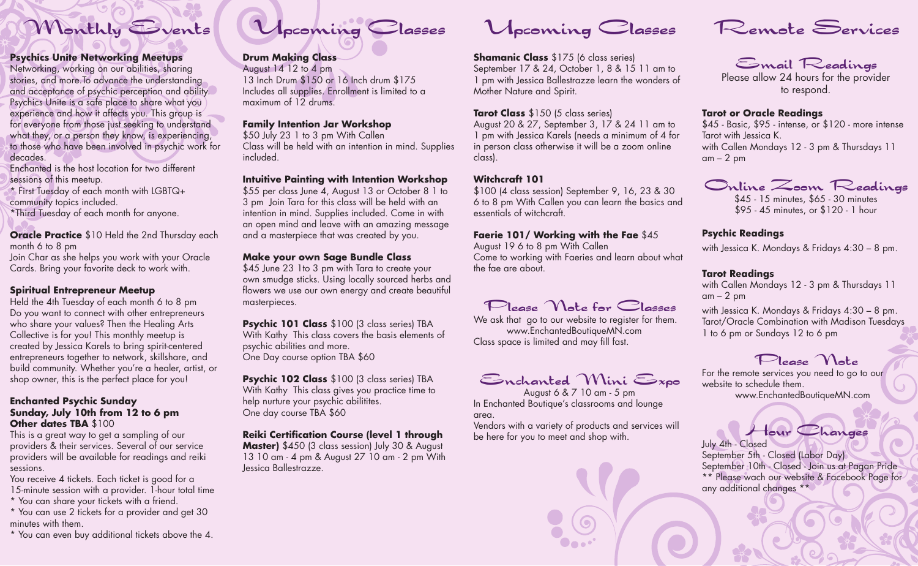## Monthly Events

**Psychics Unite Networking Meetups**
Networking, working on our abilities, sharing stories, and more.To advance the understanding and acceptance of psychic perception and ability. Psychics Unite is a safe place to share what you experience and how it affects you. This group is for everyone from those just seeking to understand what they, or a person they know, is experiencing, to those who have been involved in psychic work for decades.
Enchanted is the host location for two different sessions of this meetup.
* First Tuesday of each month with LGBTQ+ community topics included.
*Third Tuesday of each month for anyone.

**Oracle Practice** $10 Held the 2nd Thursday each month 6 to 8 pm
Join Char as she helps you work with your Oracle Cards. Bring your favorite deck to work with.

**Spiritual Entrepreneur Meetup**
Held the 4th Tuesday of each month 6 to 8 pm
Do you want to connect with other entrepreneurs who share your values? Then the Healing Arts Collective is for you! This monthly meetup is created by Jessica Karels to bring spirit-centered entrepreneurs together to network, skillshare, and build community. Whether you're a healer, artist, or shop owner, this is the perfect place for you!

**Enchanted Psychic Sunday**
**Sunday, July 10th from 12 to 6 pm**
**Other dates TBA** $100
This is a great way to get a sampling of your providers & their services. Several of our service providers will be available for readings and reiki sessions.
You receive 4 tickets. Each ticket is good for a 15-minute session with a provider. 1-hour total time
* You can share your tickets with a friend.
* You can use 2 tickets for a provider and get 30 minutes with them.
* You can even buy additional tickets above the 4.

## Upcoming Classes

**Drum Making Class**
August 14 12 to 4 pm
13 Inch Drum $150 or 16 Inch drum $175
Includes all supplies. Enrollment is limited to a maximum of 12 drums.

**Family Intention Jar Workshop**
$50 July 23 1 to 3 pm With Callen
Class will be held with an intention in mind. Supplies included.

**Intuitive Painting with Intention Workshop**
$55 per class June 4, August 13 or October 8 1 to 3 pm Join Tara for this class will be held with an intention in mind. Supplies included. Come in with an open mind and leave with an amazing message and a masterpiece that was created by you.

**Make your own Sage Bundle Class**
$45 June 23 1to 3 pm with Tara to create your own smudge sticks. Using locally sourced herbs and flowers we use our own energy and create beautiful masterpieces.

**Psychic 101 Class** $100 (3 class series) TBA
With Kathy This class covers the basis elements of psychic abilities and more.
One Day course option TBA $60

**Psychic 102 Class** $100 (3 class series) TBA
With Kathy This class gives you practice time to help nurture your psychic abilitites.
One day course TBA $60

**Reiki Certification Course (level 1 through Master)** $450 (3 class session) July 30 & August 13 10 am - 4 pm & August 27 10 am - 2 pm With Jessica Ballestrazze.

## Upcoming Classes

**Shamanic Class** $175 (6 class series)
September 17 & 24, October 1, 8 & 15 11 am to 1 pm with Jessica Ballestrazze learn the wonders of Mother Nature and Spirit.

**Tarot Class** $150 (5 class series)
August 20 & 27, September 3, 17 & 24 11 am to 1 pm with Jessica Karels (needs a minimum of 4 for in person class otherwise it will be a zoom online class).

**Witchcraft 101**
$100 (4 class session) September 9, 16, 23 & 30 6 to 8 pm With Callen you can learn the basics and essentials of witchcraft.

**Faerie 101/ Working with the Fae** $45
August 19 6 to 8 pm With Callen
Come to working with Faeries and learn about what the fae are about.

### Please Note for Classes

We ask that go to our website to register for them.
www.EnchantedBoutiqueMN.com
Class space is limited and may fill fast.

### Enchanted Mini Expo

August 6 & 7 10 am - 5 pm
In Enchanted Boutique's classrooms and lounge area.
Vendors with a variety of products and services will be here for you to meet and shop with.

## Remote Services

### Email Readings

Please allow 24 hours for the provider to respond.

**Tarot or Oracle Readings**
$45 - Basic, $95 - intense, or $120 - more intense Tarot with Jessica K.
with Callen Mondays 12 - 3 pm & Thursdays 11 am – 2 pm

### Online Zoom Readings

$45 - 15 minutes, $65 - 30 minutes
$95 - 45 minutes, or $120 - 1 hour

**Psychic Readings**
with Jessica K. Mondays & Fridays 4:30 – 8 pm.

**Tarot Readings**
with Callen Mondays 12 - 3 pm & Thursdays 11 am – 2 pm
with Jessica K. Mondays & Fridays 4:30 – 8 pm.
Tarot/Oracle Combination with Madison Tuesdays 1 to 6 pm or Sundays 12 to 6 pm

### Please Note

For the remote services you need to go to our website to schedule them.
www.EnchantedBoutiqueMN.com

### Hour Changes

July 4th - Closed
September 5th - Closed (Labor Day)
September 10th - Closed - Join us at Pagan Pride
** Please wach our website & Facebook Page for any additional changes **